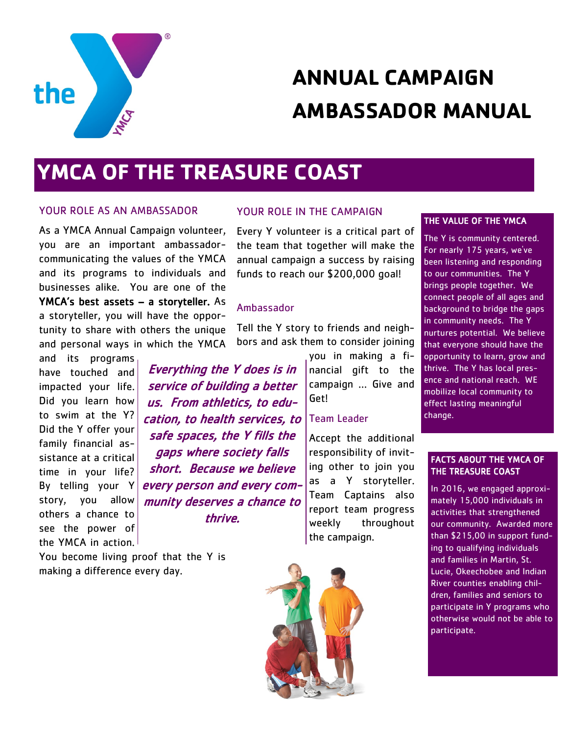# ANNUAL CAMPAIGN AMBASSADOR MANUAL

## YMCA OF THE TREASURE COAST

### YOUR ROLE AS AN AMBASSADOR

As a YMCA Annual Campaign volunteer, you are an important ambassador-communicating the values of the YMCA and its programs to individuals and businesses alike. You are one of the **YMCA's best assets – a storyteller.** As a storyteller, you will have the opportunity to share with others the unique and personal ways in which the YMCA and its programs have touched and impacted your life. Did you learn how to swim at the Y? Did the Y offer your family financial assistance at a critical time in your life? By telling your Y story, you allow others a chance to see the power of the YMCA in action. You become living proof that the Y is making a difference every day.

***Everything the Y does is in service of building a better us. From athletics, to education, to health services, to safe spaces, the Y fills the gaps where society falls short. Because we believe every person and every community deserves a chance to thrive.***

### YOUR ROLE IN THE CAMPAIGN

Every Y volunteer is a critical part of the team that together will make the annual campaign a success by raising funds to reach our $200,000 goal!

#### Ambassador

Tell the Y story to friends and neighbors and ask them to consider joining you in making a financial gift to the campaign … Give and Get!

#### Team Leader

Accept the additional responsibility of inviting other to join you as a Y storyteller. Team Captains also report team progress weekly throughout the campaign.

### THE VALUE OF THE YMCA

The Y is community centered. For nearly 175 years, we've been listening and responding to our communities. The Y brings people together. We connect people of all ages and background to bridge the gaps in community needs. The Y nurtures potential. We believe that everyone should have the opportunity to learn, grow and thrive. The Y has local presence and national reach. WE mobilize local community to effect lasting meaningful change.

### FACTS ABOUT THE YMCA OF THE TREASURE COAST

In 2016, we engaged approximately 15,000 individuals in activities that strengthened our community. Awarded more than $215,00 in support funding to qualifying individuals and families in Martin, St. Lucie, Okeechobee and Indian River counties enabling children, families and seniors to participate in Y programs who otherwise would not be able to participate.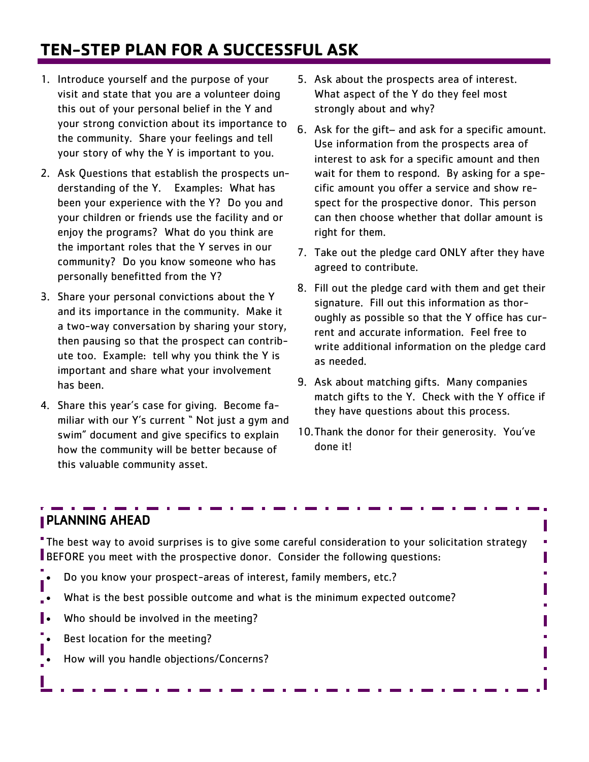# TEN-STEP PLAN FOR A SUCCESSFUL ASK

1. Introduce yourself and the purpose of your visit and state that you are a volunteer doing this out of your personal belief in the Y and your strong conviction about its importance to the community. Share your feelings and tell your story of why the Y is important to you.
2. Ask Questions that establish the prospects understanding of the Y. Examples: What has been your experience with the Y? Do you and your children or friends use the facility and or enjoy the programs? What do you think are the important roles that the Y serves in our community? Do you know someone who has personally benefitted from the Y?
3. Share your personal convictions about the Y and its importance in the community. Make it a two-way conversation by sharing your story, then pausing so that the prospect can contribute too. Example: tell why you think the Y is important and share what your involvement has been.
4. Share this year's case for giving. Become familiar with our Y's current " Not just a gym and swim" document and give specifics to explain how the community will be better because of this valuable community asset.
5. Ask about the prospects area of interest. What aspect of the Y do they feel most strongly about and why?
6. Ask for the gift– and ask for a specific amount. Use information from the prospects area of interest to ask for a specific amount and then wait for them to respond. By asking for a specific amount you offer a service and show respect for the prospective donor. This person can then choose whether that dollar amount is right for them.
7. Take out the pledge card ONLY after they have agreed to contribute.
8. Fill out the pledge card with them and get their signature. Fill out this information as thoroughly as possible so that the Y office has current and accurate information. Feel free to write additional information on the pledge card as needed.
9. Ask about matching gifts. Many companies match gifts to the Y. Check with the Y office if they have questions about this process.
10. Thank the donor for their generosity. You've done it!

## PLANNING AHEAD

The best way to avoid surprises is to give some careful consideration to your solicitation strategy BEFORE you meet with the prospective donor. Consider the following questions:

- Do you know your prospect-areas of interest, family members, etc.?
- What is the best possible outcome and what is the minimum expected outcome?
- Who should be involved in the meeting?
- Best location for the meeting?
- How will you handle objections/Concerns?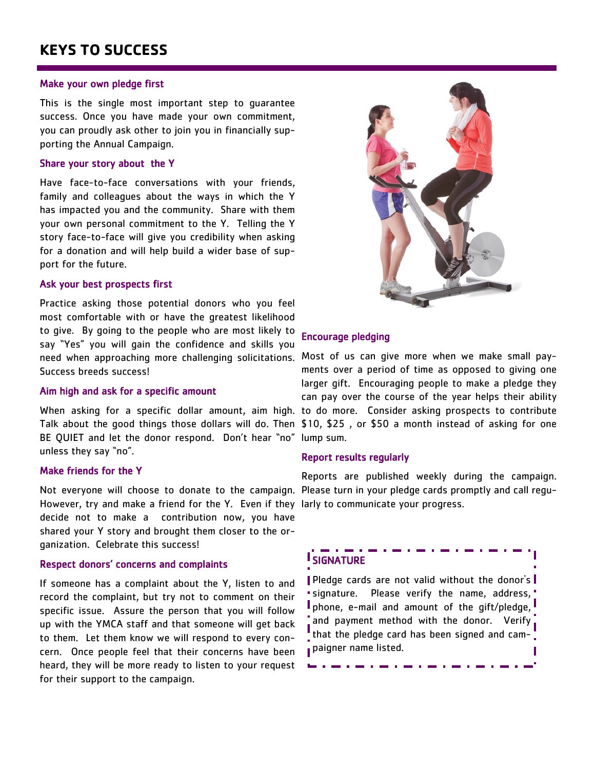# KEYS TO SUCCESS

### Make your own pledge first

This is the single most important step to guarantee success. Once you have made your own commitment, you can proudly ask other to join you in financially supporting the Annual Campaign.

### Share your story about the Y

Have face-to-face conversations with your friends, family and colleagues about the ways in which the Y has impacted you and the community. Share with them your own personal commitment to the Y. Telling the Y story face-to-face will give you credibility when asking for a donation and will help build a wider base of support for the future.

### Ask your best prospects first

Practice asking those potential donors who you feel most comfortable with or have the greatest likelihood to give. By going to the people who are most likely to say "Yes" you will gain the confidence and skills you need when approaching more challenging solicitations. Success breeds success!

### Aim high and ask for a specific amount

When asking for a specific dollar amount, aim high. Talk about the good things those dollars will do. Then BE QUIET and let the donor respond. Don't hear "no" unless they say "no".

### Make friends for the Y

Not everyone will choose to donate to the campaign. However, try and make a friend for the Y. Even if they decide not to make a contribution now, you have shared your Y story and brought them closer to the organization. Celebrate this success!

### Respect donors' concerns and complaints

If someone has a complaint about the Y, listen to and record the complaint, but try not to comment on their specific issue. Assure the person that you will follow up with the YMCA staff and that someone will get back to them. Let them know we will respond to every concern. Once people feel that their concerns have been heard, they will be more ready to listen to your request for their support to the campaign.

### Encourage pledging

Most of us can give more when we make small payments over a period of time as opposed to giving one larger gift. Encouraging people to make a pledge they can pay over the course of the year helps their ability to do more. Consider asking prospects to contribute $10, $25 , or $50 a month instead of asking for one lump sum.

### Report results regularly

Reports are published weekly during the campaign. Please turn in your pledge cards promptly and call regularly to communicate your progress.

### SIGNATURE

Pledge cards are not valid without the donor's signature. Please verify the name, address, phone, e-mail and amount of the gift/pledge, and payment method with the donor. Verify that the pledge card has been signed and campaigner name listed.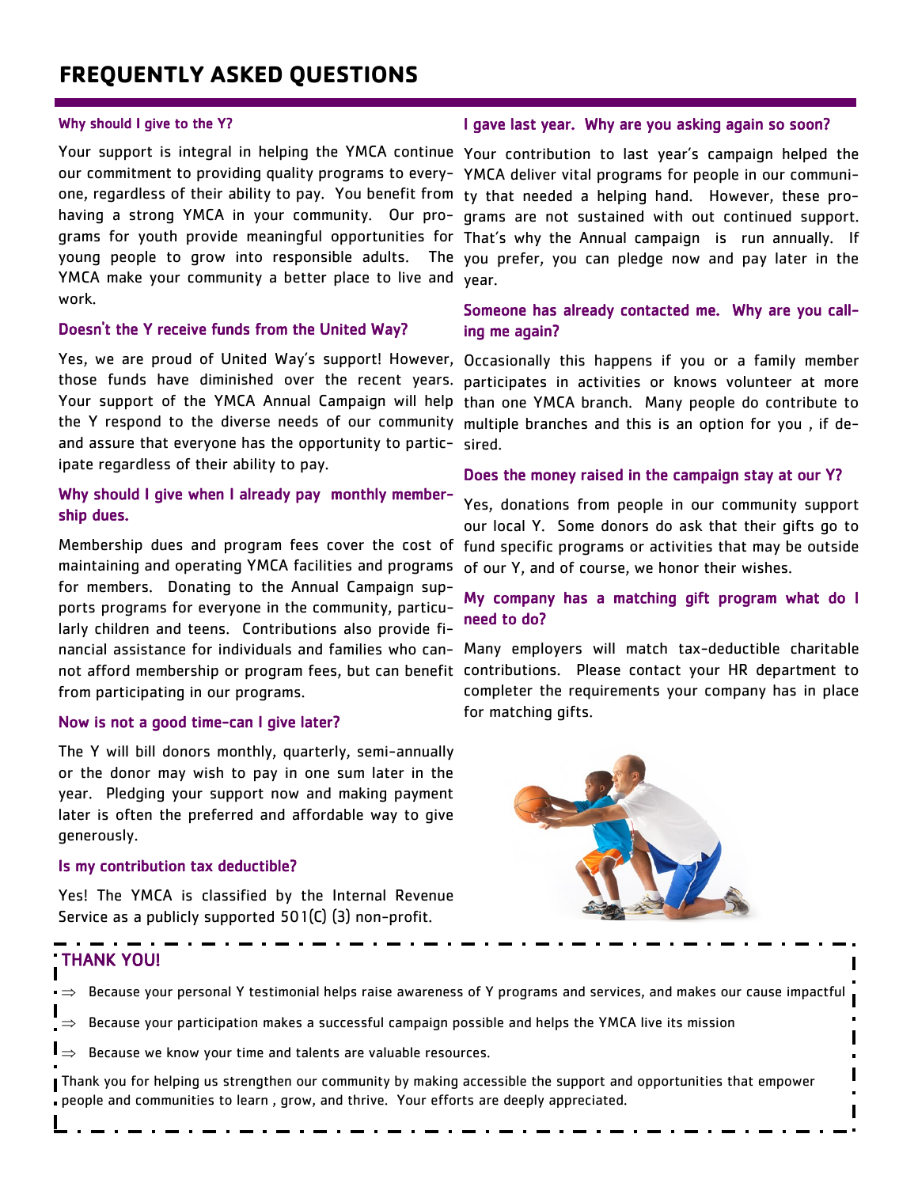# FREQUENTLY ASKED QUESTIONS

### Why should I give to the Y?

Your support is integral in helping the YMCA continue our commitment to providing quality programs to everyone, regardless of their ability to pay. You benefit from having a strong YMCA in your community. Our programs for youth provide meaningful opportunities for young people to grow into responsible adults. The YMCA make your community a better place to live and work.

### Doesn't the Y receive funds from the United Way?

Yes, we are proud of United Way's support! However, those funds have diminished over the recent years. Your support of the YMCA Annual Campaign will help the Y respond to the diverse needs of our community and assure that everyone has the opportunity to participate regardless of their ability to pay.

### Why should I give when I already pay monthly membership dues.

Membership dues and program fees cover the cost of maintaining and operating YMCA facilities and programs for members. Donating to the Annual Campaign supports programs for everyone in the community, particularly children and teens. Contributions also provide financial assistance for individuals and families who cannot afford membership or program fees, but can benefit from participating in our programs.

### Now is not a good time-can I give later?

The Y will bill donors monthly, quarterly, semi-annually or the donor may wish to pay in one sum later in the year. Pledging your support now and making payment later is often the preferred and affordable way to give generously.

### Is my contribution tax deductible?

Yes! The YMCA is classified by the Internal Revenue Service as a publicly supported 501(C) (3) non-profit.

### I gave last year. Why are you asking again so soon?

Your contribution to last year's campaign helped the YMCA deliver vital programs for people in our community that needed a helping hand. However, these programs are not sustained with out continued support. That's why the Annual campaign is run annually. If you prefer, you can pledge now and pay later in the year.

### Someone has already contacted me. Why are you calling me again?

Occasionally this happens if you or a family member participates in activities or knows volunteer at more than one YMCA branch. Many people do contribute to multiple branches and this is an option for you , if desired.

### Does the money raised in the campaign stay at our Y?

Yes, donations from people in our community support our local Y. Some donors do ask that their gifts go to fund specific programs or activities that may be outside of our Y, and of course, we honor their wishes.

### My company has a matching gift program what do I need to do?

Many employers will match tax-deductible charitable contributions. Please contact your HR department to completer the requirements your company has in place for matching gifts.

## THANK YOU!

- ⇒ Because your personal Y testimonial helps raise awareness of Y programs and services, and makes our cause impactful
- ⇒ Because your participation makes a successful campaign possible and helps the YMCA live its mission
- ⇒ Because we know your time and talents are valuable resources.

Thank you for helping us strengthen our community by making accessible the support and opportunities that empower people and communities to learn , grow, and thrive. Your efforts are deeply appreciated.